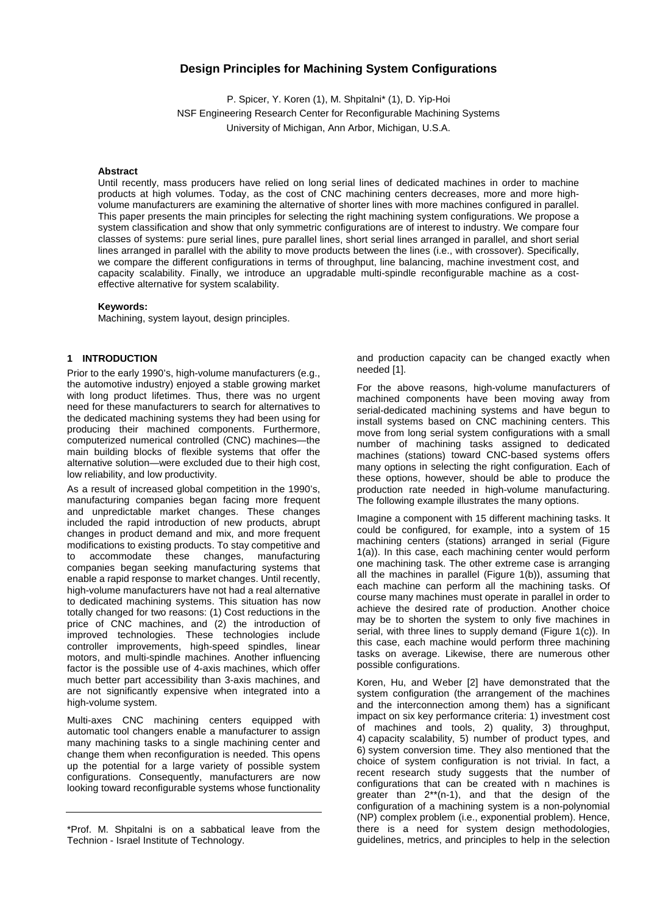# Design Principles for Machining System Configurations

P. Spicer, Y. Koren (1), M. Shpitalni* (1), D. Yip-Hoi
NSF Engineering Research Center for Reconfigurable Machining Systems
University of Michigan, Ann Arbor, Michigan, U.S.A.

### Abstract

Until recently, mass producers have relied on long serial lines of dedicated machines in order to machine products at high volumes. Today, as the cost of CNC machining centers decreases, more and more high-volume manufacturers are examining the alternative of shorter lines with more machines configured in parallel. This paper presents the main principles for selecting the right machining system configurations. We propose a system classification and show that only symmetric configurations are of interest to industry. We compare four classes of systems: pure serial lines, pure parallel lines, short serial lines arranged in parallel, and short serial lines arranged in parallel with the ability to move products between the lines (i.e., with crossover). Specifically, we compare the different configurations in terms of throughput, line balancing, machine investment cost, and capacity scalability. Finally, we introduce an upgradable multi-spindle reconfigurable machine as a cost-effective alternative for system scalability.

### Keywords:

Machining, system layout, design principles.

## 1 INTRODUCTION

Prior to the early 1990's, high-volume manufacturers (e.g., the automotive industry) enjoyed a stable growing market with long product lifetimes. Thus, there was no urgent need for these manufacturers to search for alternatives to the dedicated machining systems they had been using for producing their machined components. Furthermore, computerized numerical controlled (CNC) machines—the main building blocks of flexible systems that offer the alternative solution—were excluded due to their high cost, low reliability, and low productivity.

As a result of increased global competition in the 1990's, manufacturing companies began facing more frequent and unpredictable market changes. These changes included the rapid introduction of new products, abrupt changes in product demand and mix, and more frequent modifications to existing products. To stay competitive and to accommodate these changes, manufacturing companies began seeking manufacturing systems that enable a rapid response to market changes. Until recently, high-volume manufacturers have not had a real alternative to dedicated machining systems. This situation has now totally changed for two reasons: (1) Cost reductions in the price of CNC machines, and (2) the introduction of improved technologies. These technologies include controller improvements, high-speed spindles, linear motors, and multi-spindle machines. Another influencing factor is the possible use of 4-axis machines, which offer much better part accessibility than 3-axis machines, and are not significantly expensive when integrated into a high-volume system.

Multi-axes CNC machining centers equipped with automatic tool changers enable a manufacturer to assign many machining tasks to a single machining center and change them when reconfiguration is needed. This opens up the potential for a large variety of possible system configurations. Consequently, manufacturers are now looking toward reconfigurable systems whose functionality and production capacity can be changed exactly when needed [1].

For the above reasons, high-volume manufacturers of machined components have been moving away from serial-dedicated machining systems and have begun to install systems based on CNC machining centers. This move from long serial system configurations with a small number of machining tasks assigned to dedicated machines (stations) toward CNC-based systems offers many options in selecting the right configuration. Each of these options, however, should be able to produce the production rate needed in high-volume manufacturing. The following example illustrates the many options.

Imagine a component with 15 different machining tasks. It could be configured, for example, into a system of 15 machining centers (stations) arranged in serial (Figure 1(a)). In this case, each machining center would perform one machining task. The other extreme case is arranging all the machines in parallel (Figure 1(b)), assuming that each machine can perform all the machining tasks. Of course many machines must operate in parallel in order to achieve the desired rate of production. Another choice may be to shorten the system to only five machines in serial, with three lines to supply demand (Figure 1(c)). In this case, each machine would perform three machining tasks on average. Likewise, there are numerous other possible configurations.

Koren, Hu, and Weber [2] have demonstrated that the system configuration (the arrangement of the machines and the interconnection among them) has a significant impact on six key performance criteria: 1) investment cost of machines and tools, 2) quality, 3) throughput, 4) capacity scalability, 5) number of product types, and 6) system conversion time. They also mentioned that the choice of system configuration is not trivial. In fact, a recent research study suggests that the number of configurations that can be created with n machines is greater than 2**(n-1), and that the design of the configuration of a machining system is a non-polynomial (NP) complex problem (i.e., exponential problem). Hence, there is a need for system design methodologies, guidelines, metrics, and principles to help in the selection

---

*Prof. M. Shpitalni is on a sabbatical leave from the Technion - Israel Institute of Technology.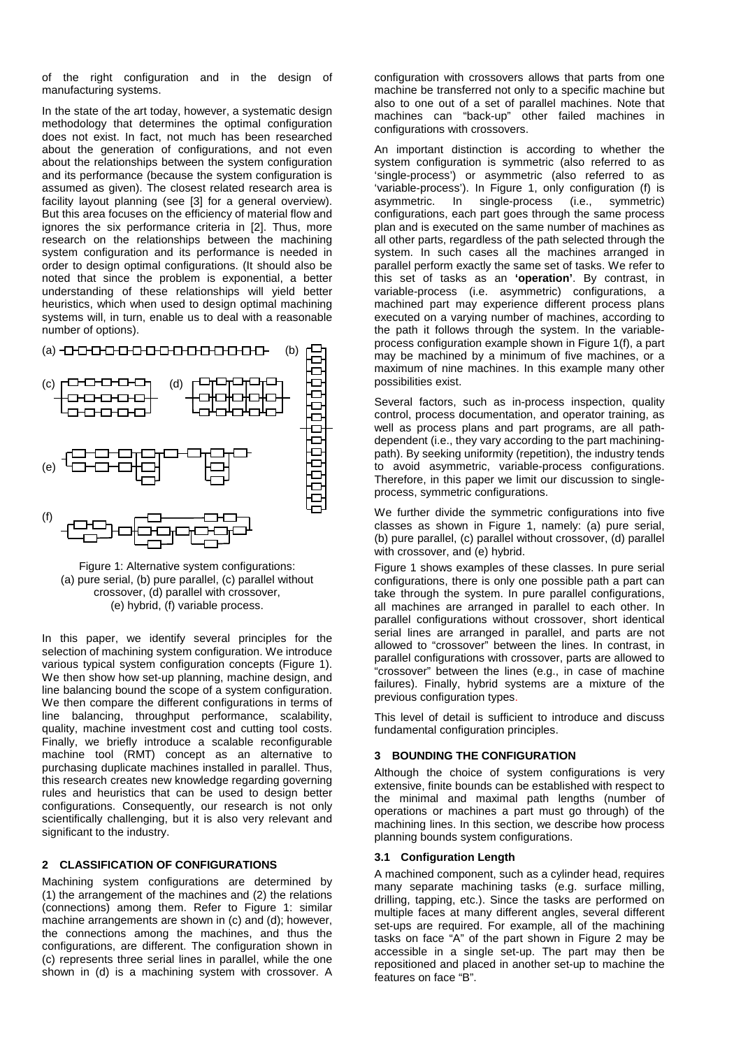of the right configuration and in the design of manufacturing systems.

In the state of the art today, however, a systematic design methodology that determines the optimal configuration does not exist. In fact, not much has been researched about the generation of configurations, and not even about the relationships between the system configuration and its performance (because the system configuration is assumed as given). The closest related research area is facility layout planning (see [3] for a general overview). But this area focuses on the efficiency of material flow and ignores the six performance criteria in [2]. Thus, more research on the relationships between the machining system configuration and its performance is needed in order to design optimal configurations. (It should also be noted that since the problem is exponential, a better understanding of these relationships will yield better heuristics, which when used to design optimal machining systems will, in turn, enable us to deal with a reasonable number of options).

Figure 1: Alternative system configurations: (a) pure serial, (b) pure parallel, (c) parallel without crossover, (d) parallel with crossover, (e) hybrid, (f) variable process.

In this paper, we identify several principles for the selection of machining system configuration. We introduce various typical system configuration concepts (Figure 1). We then show how set-up planning, machine design, and line balancing bound the scope of a system configuration. We then compare the different configurations in terms of line balancing, throughput performance, scalability, quality, machine investment cost and cutting tool costs. Finally, we briefly introduce a scalable reconfigurable machine tool (RMT) concept as an alternative to purchasing duplicate machines installed in parallel. Thus, this research creates new knowledge regarding governing rules and heuristics that can be used to design better configurations. Consequently, our research is not only scientifically challenging, but it is also very relevant and significant to the industry.

## 2 CLASSIFICATION OF CONFIGURATIONS

Machining system configurations are determined by (1) the arrangement of the machines and (2) the relations (connections) among them. Refer to Figure 1: similar machine arrangements are shown in (c) and (d); however, the connections among the machines, and thus the configurations, are different. The configuration shown in (c) represents three serial lines in parallel, while the one shown in (d) is a machining system with crossover. A configuration with crossovers allows that parts from one machine be transferred not only to a specific machine but also to one out of a set of parallel machines. Note that machines can "back-up" other failed machines in configurations with crossovers.

An important distinction is according to whether the system configuration is symmetric (also referred to as 'single-process') or asymmetric (also referred to as 'variable-process'). In Figure 1, only configuration (f) is asymmetric. In single-process (i.e., symmetric) configurations, each part goes through the same process plan and is executed on the same number of machines as all other parts, regardless of the path selected through the system. In such cases all the machines arranged in parallel perform exactly the same set of tasks. We refer to this set of tasks as an **'operation'**. By contrast, in variable-process (i.e. asymmetric) configurations, a machined part may experience different process plans executed on a varying number of machines, according to the path it follows through the system. In the variable-process configuration example shown in Figure 1(f), a part may be machined by a minimum of five machines, or a maximum of nine machines. In this example many other possibilities exist.

Several factors, such as in-process inspection, quality control, process documentation, and operator training, as well as process plans and part programs, are all path-dependent (i.e., they vary according to the part machining-path). By seeking uniformity (repetition), the industry tends to avoid asymmetric, variable-process configurations. Therefore, in this paper we limit our discussion to single-process, symmetric configurations.

We further divide the symmetric configurations into five classes as shown in Figure 1, namely: (a) pure serial, (b) pure parallel, (c) parallel without crossover, (d) parallel with crossover, and (e) hybrid.

Figure 1 shows examples of these classes. In pure serial configurations, there is only one possible path a part can take through the system. In pure parallel configurations, all machines are arranged in parallel to each other. In parallel configurations without crossover, short identical serial lines are arranged in parallel, and parts are not allowed to "crossover" between the lines. In contrast, in parallel configurations with crossover, parts are allowed to "crossover" between the lines (e.g., in case of machine failures). Finally, hybrid systems are a mixture of the previous configuration types.

This level of detail is sufficient to introduce and discuss fundamental configuration principles.

## 3 BOUNDING THE CONFIGURATION

Although the choice of system configurations is very extensive, finite bounds can be established with respect to the minimal and maximal path lengths (number of operations or machines a part must go through) of the machining lines. In this section, we describe how process planning bounds system configurations.

### 3.1 Configuration Length

A machined component, such as a cylinder head, requires many separate machining tasks (e.g. surface milling, drilling, tapping, etc.). Since the tasks are performed on multiple faces at many different angles, several different set-ups are required. For example, all of the machining tasks on face "A" of the part shown in Figure 2 may be accessible in a single set-up. The part may then be repositioned and placed in another set-up to machine the features on face "B".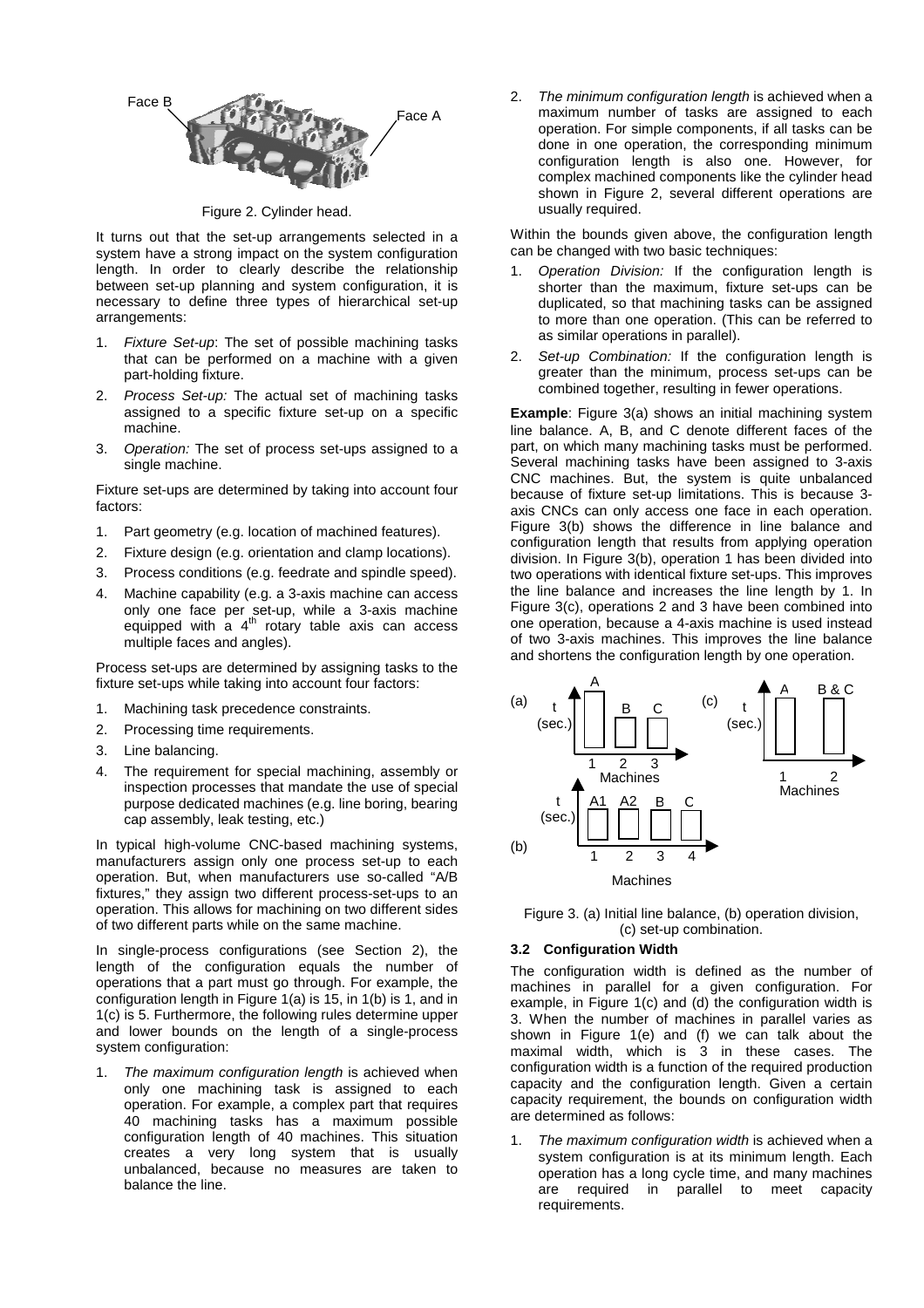Figure 2. Cylinder head.

It turns out that the set-up arrangements selected in a system have a strong impact on the system configuration length. In order to clearly describe the relationship between set-up planning and system configuration, it is necessary to define three types of hierarchical set-up arrangements:

1. *Fixture Set-up*: The set of possible machining tasks that can be performed on a machine with a given part-holding fixture.
2. *Process Set-up:* The actual set of machining tasks assigned to a specific fixture set-up on a specific machine.
3. *Operation:* The set of process set-ups assigned to a single machine.

Fixture set-ups are determined by taking into account four factors:

1. Part geometry (e.g. location of machined features).
2. Fixture design (e.g. orientation and clamp locations).
3. Process conditions (e.g. feedrate and spindle speed).
4. Machine capability (e.g. a 3-axis machine can access only one face per set-up, while a 3-axis machine equipped with a 4th rotary table axis can access multiple faces and angles).

Process set-ups are determined by assigning tasks to the fixture set-ups while taking into account four factors:

1. Machining task precedence constraints.
2. Processing time requirements.
3. Line balancing.
4. The requirement for special machining, assembly or inspection processes that mandate the use of special purpose dedicated machines (e.g. line boring, bearing cap assembly, leak testing, etc.)

In typical high-volume CNC-based machining systems, manufacturers assign only one process set-up to each operation. But, when manufacturers use so-called "A/B fixtures," they assign two different process-set-ups to an operation. This allows for machining on two different sides of two different parts while on the same machine.

In single-process configurations (see Section 2), the length of the configuration equals the number of operations that a part must go through. For example, the configuration length in Figure 1(a) is 15, in 1(b) is 1, and in 1(c) is 5. Furthermore, the following rules determine upper and lower bounds on the length of a single-process system configuration:

1. *The maximum configuration length* is achieved when only one machining task is assigned to each operation. For example, a complex part that requires 40 machining tasks has a maximum possible configuration length of 40 machines. This situation creates a very long system that is usually unbalanced, because no measures are taken to balance the line.
2. *The minimum configuration length* is achieved when a maximum number of tasks are assigned to each operation. For simple components, if all tasks can be done in one operation, the corresponding minimum configuration length is also one. However, for complex machined components like the cylinder head shown in Figure 2, several different operations are usually required.

Within the bounds given above, the configuration length can be changed with two basic techniques:

1. *Operation Division:* If the configuration length is shorter than the maximum, fixture set-ups can be duplicated, so that machining tasks can be assigned to more than one operation. (This can be referred to as similar operations in parallel).
2. *Set-up Combination:* If the configuration length is greater than the minimum, process set-ups can be combined together, resulting in fewer operations.

**Example**: Figure 3(a) shows an initial machining system line balance. A, B, and C denote different faces of the part, on which many machining tasks must be performed. Several machining tasks have been assigned to 3-axis CNC machines. But, the system is quite unbalanced because of fixture set-up limitations. This is because 3-axis CNCs can only access one face in each operation. Figure 3(b) shows the difference in line balance and configuration length that results from applying operation division. In Figure 3(b), operation 1 has been divided into two operations with identical fixture set-ups. This improves the line balance and increases the line length by 1. In Figure 3(c), operations 2 and 3 have been combined into one operation, because a 4-axis machine is used instead of two 3-axis machines. This improves the line balance and shortens the configuration length by one operation.

Figure 3. (a) Initial line balance, (b) operation division, (c) set-up combination.

### 3.2 Configuration Width

The configuration width is defined as the number of machines in parallel for a given configuration. For example, in Figure 1(c) and (d) the configuration width is 3. When the number of machines in parallel varies as shown in Figure 1(e) and (f) we can talk about the maximal width, which is 3 in these cases. The configuration width is a function of the required production capacity and the configuration length. Given a certain capacity requirement, the bounds on configuration width are determined as follows:

1. *The maximum configuration width* is achieved when a system configuration is at its minimum length. Each operation has a long cycle time, and many machines are required in parallel to meet capacity requirements.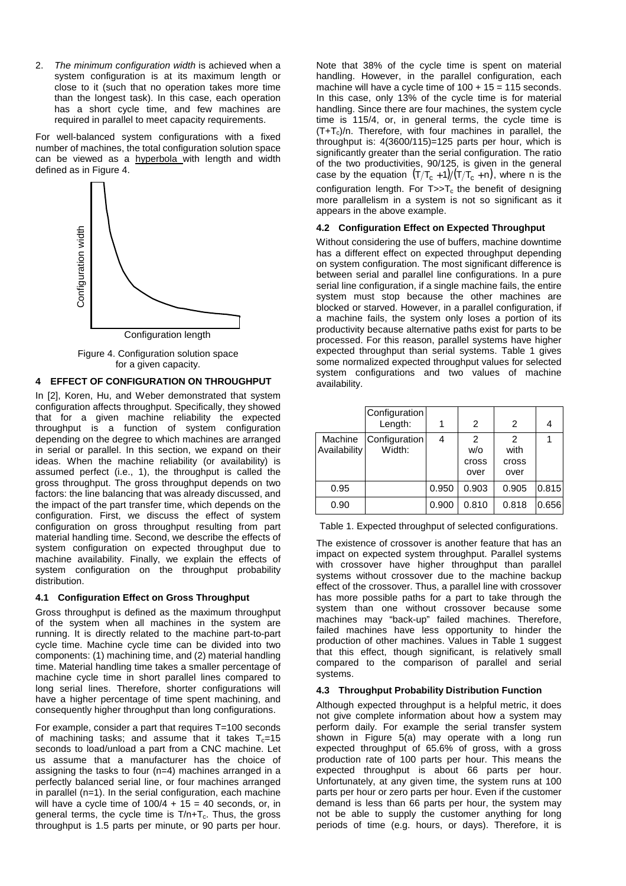2. *The minimum configuration width* is achieved when a system configuration is at its maximum length or close to it (such that no operation takes more time than the longest task). In this case, each operation has a short cycle time, and few machines are required in parallel to meet capacity requirements.

For well-balanced system configurations with a fixed number of machines, the total configuration solution space can be viewed as a hyperbola with length and width defined as in Figure 4.

Figure 4. Configuration solution space for a given capacity.

## 4 EFFECT OF CONFIGURATION ON THROUGHPUT

In [2], Koren, Hu, and Weber demonstrated that system configuration affects throughput. Specifically, they showed that for a given machine reliability the expected throughput is a function of system configuration depending on the degree to which machines are arranged in serial or parallel. In this section, we expand on their ideas. When the machine reliability (or availability) is assumed perfect (i.e., 1), the throughput is called the gross throughput. The gross throughput depends on two factors: the line balancing that was already discussed, and the impact of the part transfer time, which depends on the configuration. First, we discuss the effect of system configuration on gross throughput resulting from part material handling time. Second, we describe the effects of system configuration on expected throughput due to machine availability. Finally, we explain the effects of system configuration on the throughput probability distribution.

### 4.1 Configuration Effect on Gross Throughput

Gross throughput is defined as the maximum throughput of the system when all machines in the system are running. It is directly related to the machine part-to-part cycle time. Machine cycle time can be divided into two components: (1) machining time, and (2) material handling time. Material handling time takes a smaller percentage of machine cycle time in short parallel lines compared to long serial lines. Therefore, shorter configurations will have a higher percentage of time spent machining, and consequently higher throughput than long configurations.

For example, consider a part that requires T=100 seconds of machining tasks; and assume that it takes $T_c$=15 seconds to load/unload a part from a CNC machine. Let us assume that a manufacturer has the choice of assigning the tasks to four (n=4) machines arranged in a perfectly balanced serial line, or four machines arranged in parallel (n=1). In the serial configuration, each machine will have a cycle time of 100/4 + 15 = 40 seconds, or, in general terms, the cycle time is $T/n+T_c$. Thus, the gross throughput is 1.5 parts per minute, or 90 parts per hour.

Note that 38% of the cycle time is spent on material handling. However, in the parallel configuration, each machine will have a cycle time of 100 + 15 = 115 seconds. In this case, only 13% of the cycle time is for material handling. Since there are four machines, the system cycle time is 115/4, or, in general terms, the cycle time is $(T+T_c)/n$. Therefore, with four machines in parallel, the throughput is: 4(3600/115)=125 parts per hour, which is significantly greater than the serial configuration. The ratio of the two productivities, 90/125, is given in the general case by the equation $(T/T_c+1)/(T/T_c+n)$, where n is the configuration length. For $T \gg T_c$ the benefit of designing more parallelism in a system is not so significant as it appears in the above example.

### 4.2 Configuration Effect on Expected Throughput

Without considering the use of buffers, machine downtime has a different effect on expected throughput depending on system configuration. The most significant difference is between serial and parallel line configurations. In a pure serial line configuration, if a single machine fails, the entire system must stop because the other machines are blocked or starved. However, in a parallel configuration, if a machine fails, the system only loses a portion of its productivity because alternative paths exist for parts to be processed. For this reason, parallel systems have higher expected throughput than serial systems. Table 1 gives some normalized expected throughput values for selected system configurations and two values of machine availability.

| | Configuration Length: | 1 | 2 | 2 | 4 |
|---|---|---|---|---|---|
| Machine Availability | Configuration Width: | 4 | 2 w/o cross over | 2 with cross over | 1 |
| 0.95 | | 0.950 | 0.903 | 0.905 | 0.815 |
| 0.90 | | 0.900 | 0.810 | 0.818 | 0.656 |

Table 1. Expected throughput of selected configurations.

The existence of crossover is another feature that has an impact on expected system throughput. Parallel systems with crossover have higher throughput than parallel systems without crossover due to the machine backup effect of the crossover. Thus, a parallel line with crossover has more possible paths for a part to take through the system than one without crossover because some machines may "back-up" failed machines. Therefore, failed machines have less opportunity to hinder the production of other machines. Values in Table 1 suggest that this effect, though significant, is relatively small compared to the comparison of parallel and serial systems.

### 4.3 Throughput Probability Distribution Function

Although expected throughput is a helpful metric, it does not give complete information about how a system may perform daily. For example the serial transfer system shown in Figure 5(a) may operate with a long run expected throughput of 65.6% of gross, with a gross production rate of 100 parts per hour. This means the expected throughput is about 66 parts per hour. Unfortunately, at any given time, the system runs at 100 parts per hour or zero parts per hour. Even if the customer demand is less than 66 parts per hour, the system may not be able to supply the customer anything for long periods of time (e.g. hours, or days). Therefore, it is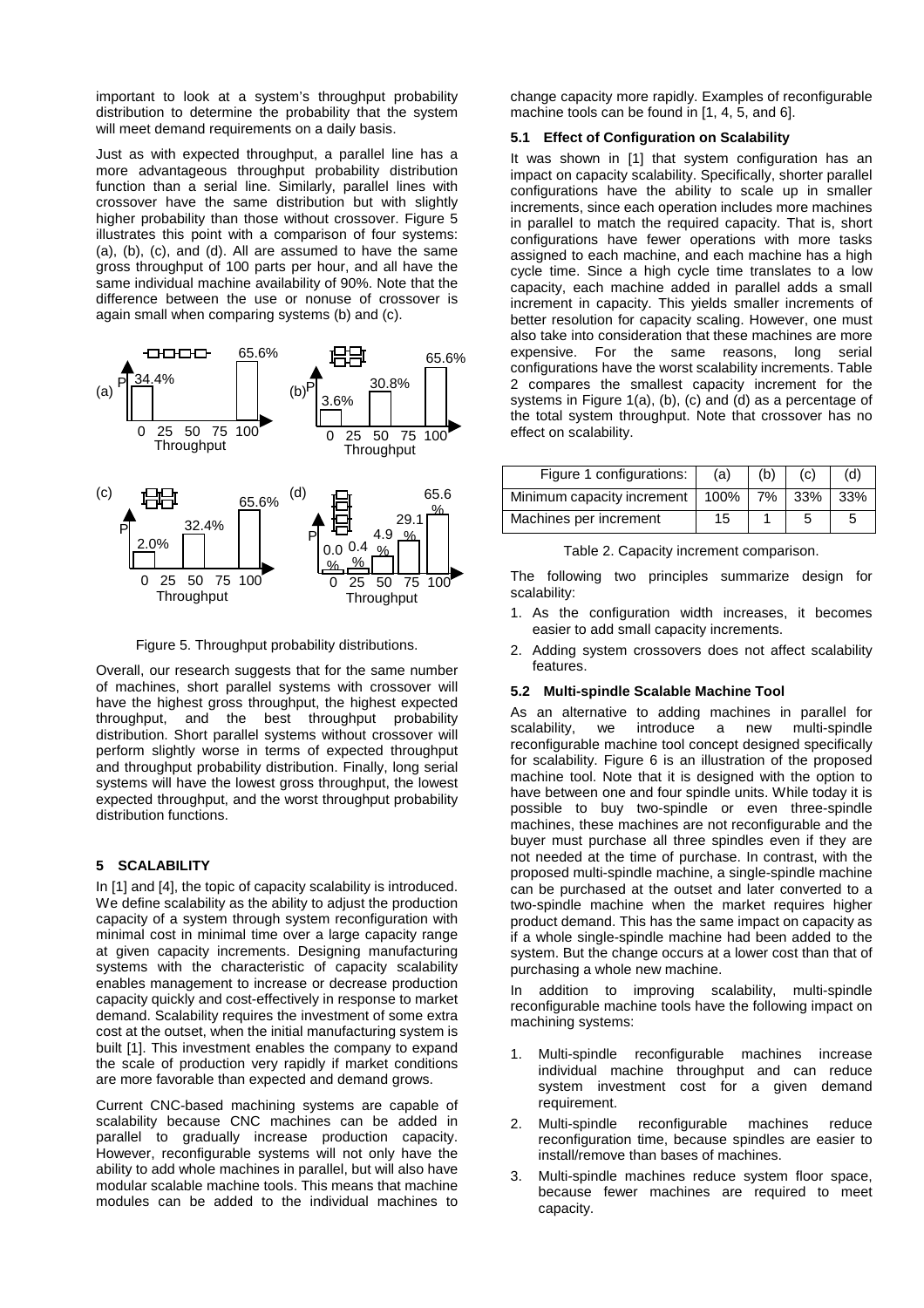important to look at a system's throughput probability distribution to determine the probability that the system will meet demand requirements on a daily basis.

Just as with expected throughput, a parallel line has a more advantageous throughput probability distribution function than a serial line. Similarly, parallel lines with crossover have the same distribution but with slightly higher probability than those without crossover. Figure 5 illustrates this point with a comparison of four systems: (a), (b), (c), and (d). All are assumed to have the same gross throughput of 100 parts per hour, and all have the same individual machine availability of 90%. Note that the difference between the use or nonuse of crossover is again small when comparing systems (b) and (c).

Figure 5. Throughput probability distributions.

Overall, our research suggests that for the same number of machines, short parallel systems with crossover will have the highest gross throughput, the highest expected throughput, and the best throughput probability distribution. Short parallel systems without crossover will perform slightly worse in terms of expected throughput and throughput probability distribution. Finally, long serial systems will have the lowest gross throughput, the lowest expected throughput, and the worst throughput probability distribution functions.

## 5 SCALABILITY

In [1] and [4], the topic of capacity scalability is introduced. We define scalability as the ability to adjust the production capacity of a system through system reconfiguration with minimal cost in minimal time over a large capacity range at given capacity increments. Designing manufacturing systems with the characteristic of capacity scalability enables management to increase or decrease production capacity quickly and cost-effectively in response to market demand. Scalability requires the investment of some extra cost at the outset, when the initial manufacturing system is built [1]. This investment enables the company to expand the scale of production very rapidly if market conditions are more favorable than expected and demand grows.

Current CNC-based machining systems are capable of scalability because CNC machines can be added in parallel to gradually increase production capacity. However, reconfigurable systems will not only have the ability to add whole machines in parallel, but will also have modular scalable machine tools. This means that machine modules can be added to the individual machines to change capacity more rapidly. Examples of reconfigurable machine tools can be found in [1, 4, 5, and 6].

### 5.1 Effect of Configuration on Scalability

It was shown in [1] that system configuration has an impact on capacity scalability. Specifically, shorter parallel configurations have the ability to scale up in smaller increments, since each operation includes more machines in parallel to match the required capacity. That is, short configurations have fewer operations with more tasks assigned to each machine, and each machine has a high cycle time. Since a high cycle time translates to a low capacity, each machine added in parallel adds a small increment in capacity. This yields smaller increments of better resolution for capacity scaling. However, one must also take into consideration that these machines are more expensive. For the same reasons, long serial configurations have the worst scalability increments. Table 2 compares the smallest capacity increment for the systems in Figure 1(a), (b), (c) and (d) as a percentage of the total system throughput. Note that crossover has no effect on scalability.

| Figure 1 configurations: | (a) | (b) | (c) | (d) |
|---|---|---|---|---|
| Minimum capacity increment | 100% | 7% | 33% | 33% |
| Machines per increment | 15 | 1 | 5 | 5 |

Table 2. Capacity increment comparison.

The following two principles summarize design for scalability:

1. As the configuration width increases, it becomes easier to add small capacity increments.
2. Adding system crossovers does not affect scalability features.

### 5.2 Multi-spindle Scalable Machine Tool

As an alternative to adding machines in parallel for scalability, we introduce a new multi-spindle reconfigurable machine tool concept designed specifically for scalability. Figure 6 is an illustration of the proposed machine tool. Note that it is designed with the option to have between one and four spindle units. While today it is possible to buy two-spindle or even three-spindle machines, these machines are not reconfigurable and the buyer must purchase all three spindles even if they are not needed at the time of purchase. In contrast, with the proposed multi-spindle machine, a single-spindle machine can be purchased at the outset and later converted to a two-spindle machine when the market requires higher product demand. This has the same impact on capacity as if a whole single-spindle machine had been added to the system. But the change occurs at a lower cost than that of purchasing a whole new machine.

In addition to improving scalability, multi-spindle reconfigurable machine tools have the following impact on machining systems:

1. Multi-spindle reconfigurable machines increase individual machine throughput and can reduce system investment cost for a given demand requirement.
2. Multi-spindle reconfigurable machines reduce reconfiguration time, because spindles are easier to install/remove than bases of machines.
3. Multi-spindle machines reduce system floor space, because fewer machines are required to meet capacity.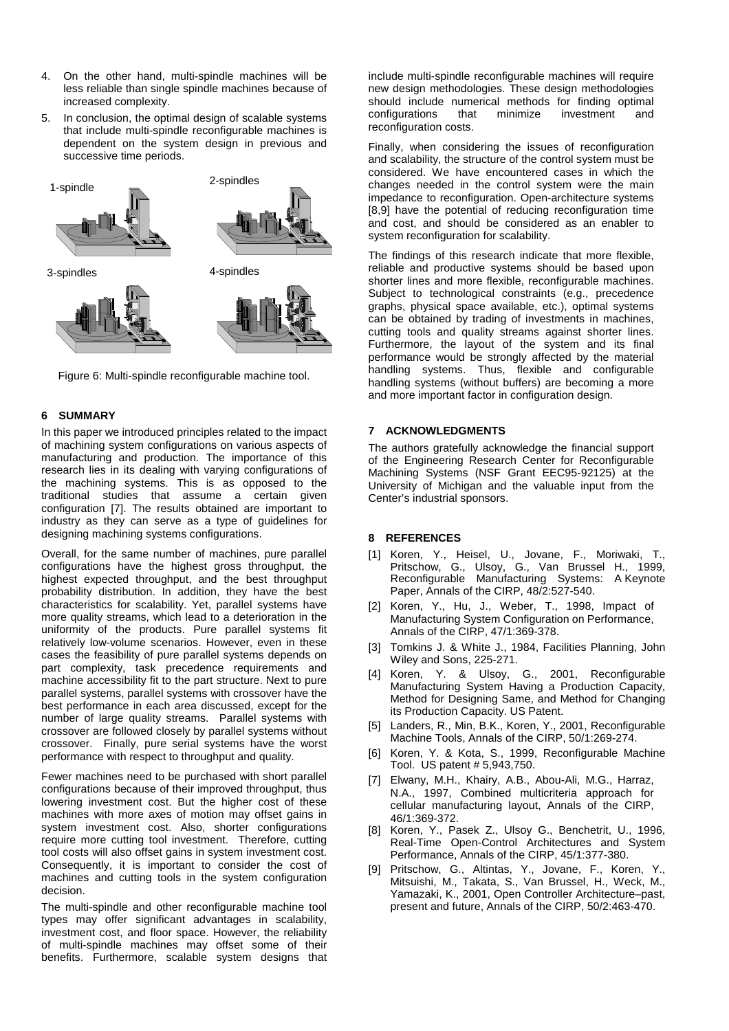4. On the other hand, multi-spindle machines will be less reliable than single spindle machines because of increased complexity.
5. In conclusion, the optimal design of scalable systems that include multi-spindle reconfigurable machines is dependent on the system design in previous and successive time periods.

1-spindle

2-spindles

3-spindles

4-spindles

Figure 6: Multi-spindle reconfigurable machine tool.

## 6 SUMMARY

In this paper we introduced principles related to the impact of machining system configurations on various aspects of manufacturing and production. The importance of this research lies in its dealing with varying configurations of the machining systems. This is as opposed to the traditional studies that assume a certain given configuration [7]. The results obtained are important to industry as they can serve as a type of guidelines for designing machining systems configurations.

Overall, for the same number of machines, pure parallel configurations have the highest gross throughput, the highest expected throughput, and the best throughput probability distribution. In addition, they have the best characteristics for scalability. Yet, parallel systems have more quality streams, which lead to a deterioration in the uniformity of the products. Pure parallel systems fit relatively low-volume scenarios. However, even in these cases the feasibility of pure parallel systems depends on part complexity, task precedence requirements and machine accessibility fit to the part structure. Next to pure parallel systems, parallel systems with crossover have the best performance in each area discussed, except for the number of large quality streams. Parallel systems with crossover are followed closely by parallel systems without crossover. Finally, pure serial systems have the worst performance with respect to throughput and quality.

Fewer machines need to be purchased with short parallel configurations because of their improved throughput, thus lowering investment cost. But the higher cost of these machines with more axes of motion may offset gains in system investment cost. Also, shorter configurations require more cutting tool investment. Therefore, cutting tool costs will also offset gains in system investment cost. Consequently, it is important to consider the cost of machines and cutting tools in the system configuration decision.

The multi-spindle and other reconfigurable machine tool types may offer significant advantages in scalability, investment cost, and floor space. However, the reliability of multi-spindle machines may offset some of their benefits. Furthermore, scalable system designs that include multi-spindle reconfigurable machines will require new design methodologies. These design methodologies should include numerical methods for finding optimal configurations that minimize investment and reconfiguration costs.

Finally, when considering the issues of reconfiguration and scalability, the structure of the control system must be considered. We have encountered cases in which the changes needed in the control system were the main impedance to reconfiguration. Open-architecture systems [8,9] have the potential of reducing reconfiguration time and cost, and should be considered as an enabler to system reconfiguration for scalability.

The findings of this research indicate that more flexible, reliable and productive systems should be based upon shorter lines and more flexible, reconfigurable machines. Subject to technological constraints (e.g., precedence graphs, physical space available, etc.), optimal systems can be obtained by trading of investments in machines, cutting tools and quality streams against shorter lines. Furthermore, the layout of the system and its final performance would be strongly affected by the material handling systems. Thus, flexible and configurable handling systems (without buffers) are becoming a more and more important factor in configuration design.

## 7 ACKNOWLEDGMENTS

The authors gratefully acknowledge the financial support of the Engineering Research Center for Reconfigurable Machining Systems (NSF Grant EEC95-92125) at the University of Michigan and the valuable input from the Center's industrial sponsors.

## 8 REFERENCES

[1] Koren, Y., Heisel, U., Jovane, F., Moriwaki, T., Pritschow, G., Ulsoy, G., Van Brussel H., 1999, Reconfigurable Manufacturing Systems: A Keynote Paper, Annals of the CIRP, 48/2:527-540.

[2] Koren, Y., Hu, J., Weber, T., 1998, Impact of Manufacturing System Configuration on Performance, Annals of the CIRP, 47/1:369-378.

[3] Tomkins J. & White J., 1984, Facilities Planning, John Wiley and Sons, 225-271.

[4] Koren, Y. & Ulsoy, G., 2001, Reconfigurable Manufacturing System Having a Production Capacity, Method for Designing Same, and Method for Changing its Production Capacity. US Patent.

[5] Landers, R., Min, B.K., Koren, Y., 2001, Reconfigurable Machine Tools, Annals of the CIRP, 50/1:269-274.

[6] Koren, Y. & Kota, S., 1999, Reconfigurable Machine Tool. US patent # 5,943,750.

[7] Elwany, M.H., Khairy, A.B., Abou-Ali, M.G., Harraz, N.A., 1997, Combined multicriteria approach for cellular manufacturing layout, Annals of the CIRP, 46/1:369-372.

[8] Koren, Y., Pasek Z., Ulsoy G., Benchetrit, U., 1996, Real-Time Open-Control Architectures and System Performance, Annals of the CIRP, 45/1:377-380.

[9] Pritschow, G., Altintas, Y., Jovane, F., Koren, Y., Mitsuishi, M., Takata, S., Van Brussel, H., Weck, M., Yamazaki, K., 2001, Open Controller Architecture–past, present and future, Annals of the CIRP, 50/2:463-470.